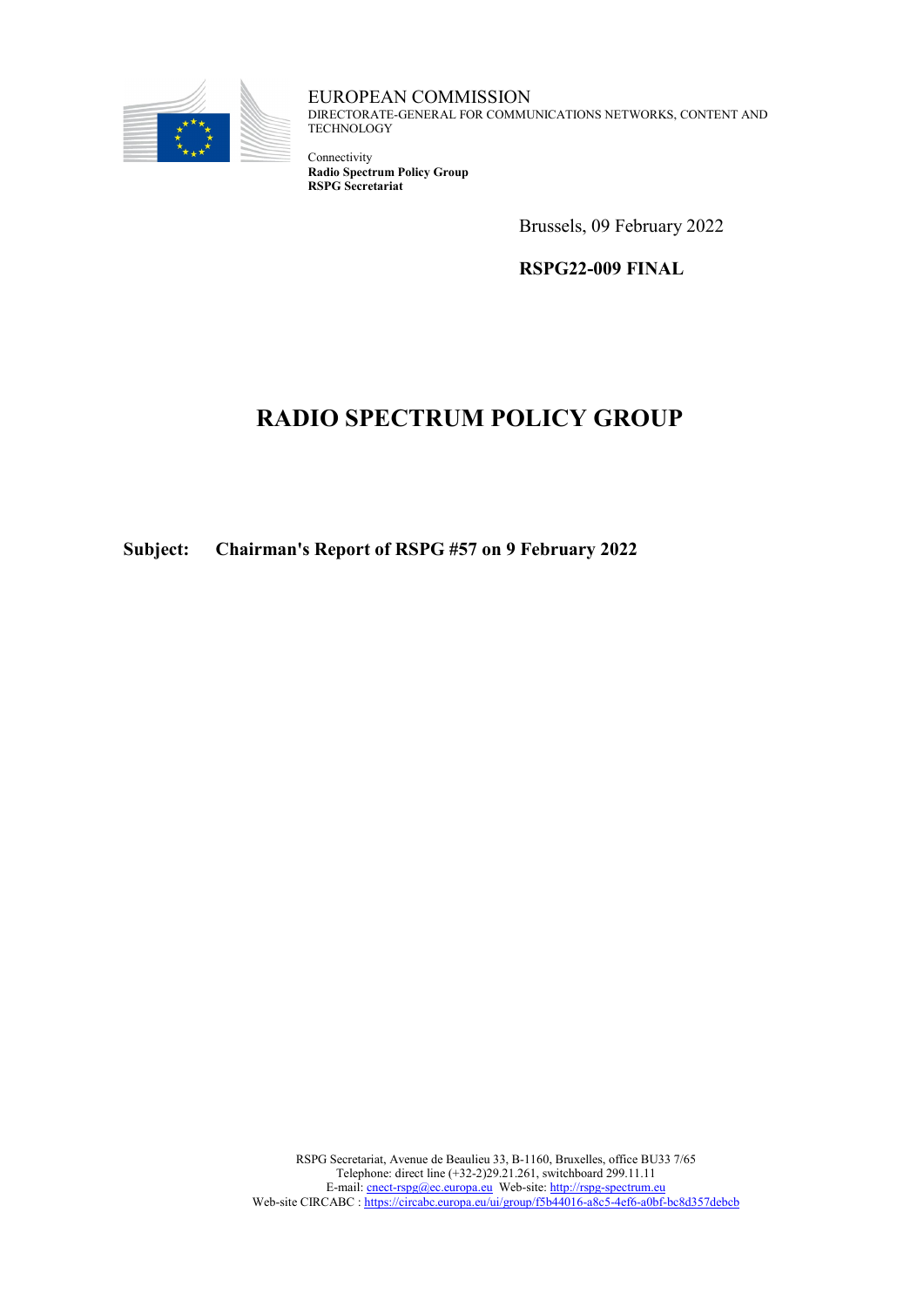EUROPEAN COMMISSION
DIRECTORATE-GENERAL FOR COMMUNICATIONS NETWORKS, CONTENT AND TECHNOLOGY

Connectivity
**Radio Spectrum Policy Group**
**RSPG Secretariat**

Brussels, 09 February 2022

**RSPG22-009 FINAL**

# RADIO SPECTRUM POLICY GROUP

**Subject: Chairman's Report of RSPG #57 on 9 February 2022**

RSPG Secretariat, Avenue de Beaulieu 33, B-1160, Bruxelles, office BU33 7/65
Telephone: direct line (+32-2)29.21.261, switchboard 299.11.11
E-mail: cnect-rspg@ec.europa.eu Web-site: http://rspg-spectrum.eu
Web-site CIRCABC : https://circabc.europa.eu/ui/group/f5b44016-a8c5-4ef6-a0bf-bc8d357debcb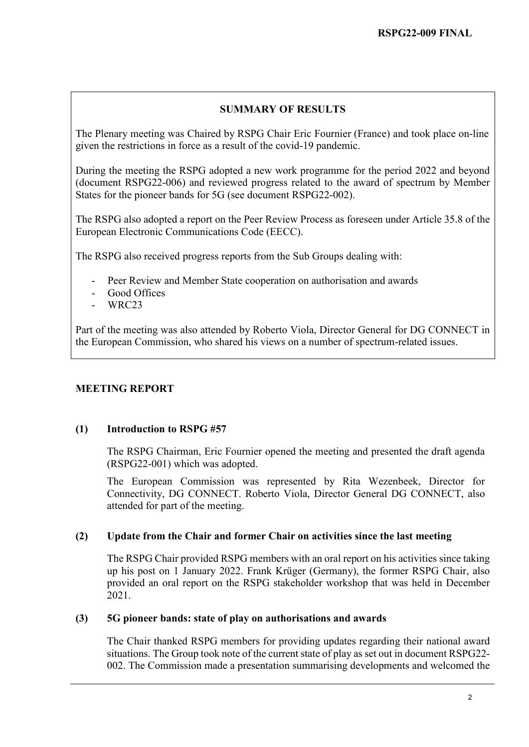## SUMMARY OF RESULTS

The Plenary meeting was Chaired by RSPG Chair Eric Fournier (France) and took place on-line given the restrictions in force as a result of the covid-19 pandemic.

During the meeting the RSPG adopted a new work programme for the period 2022 and beyond (document RSPG22-006) and reviewed progress related to the award of spectrum by Member States for the pioneer bands for 5G (see document RSPG22-002).

The RSPG also adopted a report on the Peer Review Process as foreseen under Article 35.8 of the European Electronic Communications Code (EECC).

The RSPG also received progress reports from the Sub Groups dealing with:

- Peer Review and Member State cooperation on authorisation and awards
- Good Offices
- WRC23

Part of the meeting was also attended by Roberto Viola, Director General for DG CONNECT in the European Commission, who shared his views on a number of spectrum-related issues.

## MEETING REPORT

### (1) Introduction to RSPG #57

The RSPG Chairman, Eric Fournier opened the meeting and presented the draft agenda (RSPG22-001) which was adopted.

The European Commission was represented by Rita Wezenbeek, Director for Connectivity, DG CONNECT. Roberto Viola, Director General DG CONNECT, also attended for part of the meeting.

### (2) Update from the Chair and former Chair on activities since the last meeting

The RSPG Chair provided RSPG members with an oral report on his activities since taking up his post on 1 January 2022. Frank Krüger (Germany), the former RSPG Chair, also provided an oral report on the RSPG stakeholder workshop that was held in December 2021.

### (3) 5G pioneer bands: state of play on authorisations and awards

The Chair thanked RSPG members for providing updates regarding their national award situations. The Group took note of the current state of play as set out in document RSPG22-002. The Commission made a presentation summarising developments and welcomed the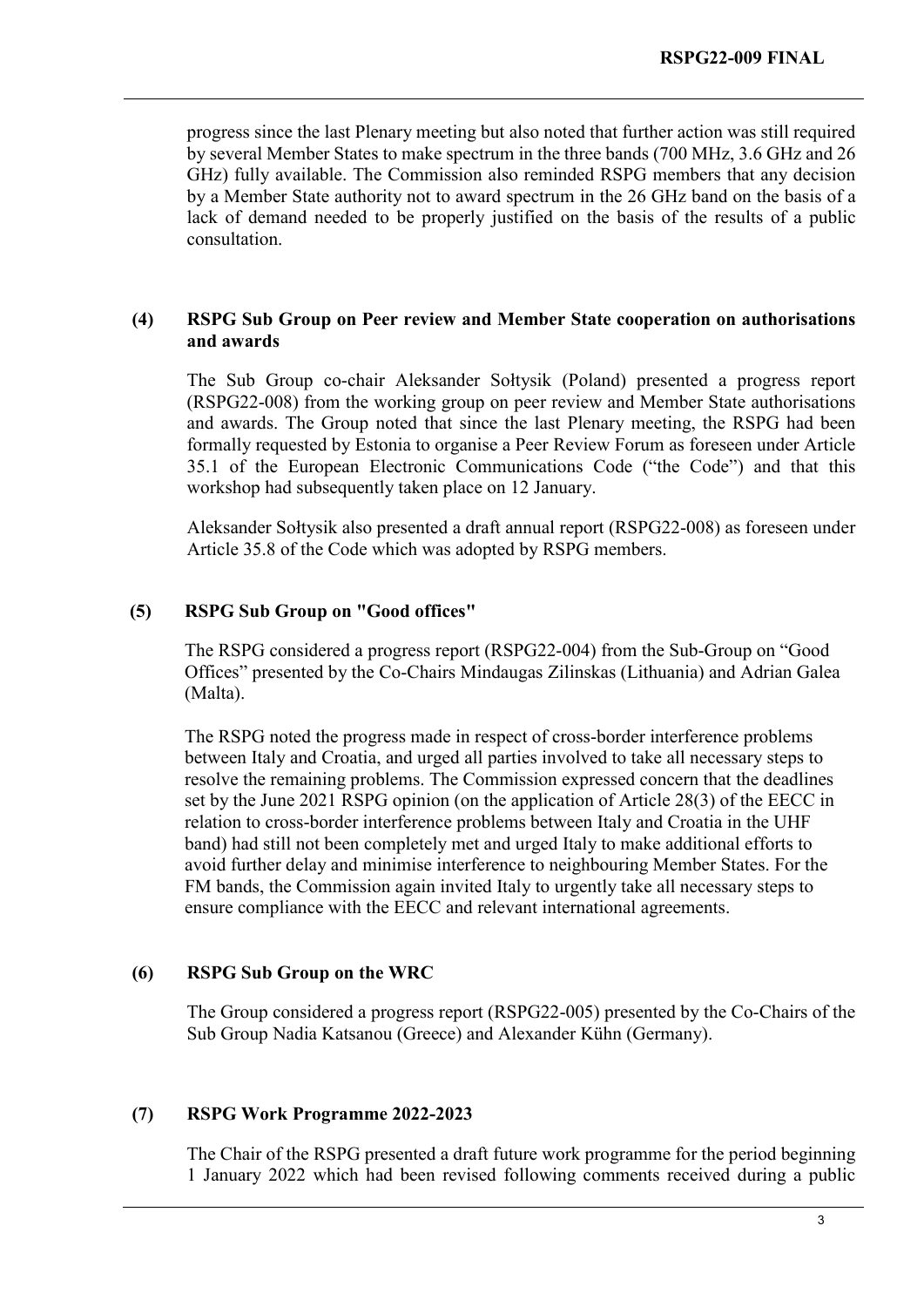progress since the last Plenary meeting but also noted that further action was still required by several Member States to make spectrum in the three bands (700 MHz, 3.6 GHz and 26 GHz) fully available. The Commission also reminded RSPG members that any decision by a Member State authority not to award spectrum in the 26 GHz band on the basis of a lack of demand needed to be properly justified on the basis of the results of a public consultation.

## (4) RSPG Sub Group on Peer review and Member State cooperation on authorisations and awards

The Sub Group co-chair Aleksander Sołtysik (Poland) presented a progress report (RSPG22-008) from the working group on peer review and Member State authorisations and awards. The Group noted that since the last Plenary meeting, the RSPG had been formally requested by Estonia to organise a Peer Review Forum as foreseen under Article 35.1 of the European Electronic Communications Code ("the Code") and that this workshop had subsequently taken place on 12 January.

Aleksander Sołtysik also presented a draft annual report (RSPG22-008) as foreseen under Article 35.8 of the Code which was adopted by RSPG members.

## (5) RSPG Sub Group on "Good offices"

The RSPG considered a progress report (RSPG22-004) from the Sub-Group on "Good Offices" presented by the Co-Chairs Mindaugas Zilinskas (Lithuania) and Adrian Galea (Malta).

The RSPG noted the progress made in respect of cross-border interference problems between Italy and Croatia, and urged all parties involved to take all necessary steps to resolve the remaining problems. The Commission expressed concern that the deadlines set by the June 2021 RSPG opinion (on the application of Article 28(3) of the EECC in relation to cross-border interference problems between Italy and Croatia in the UHF band) had still not been completely met and urged Italy to make additional efforts to avoid further delay and minimise interference to neighbouring Member States. For the FM bands, the Commission again invited Italy to urgently take all necessary steps to ensure compliance with the EECC and relevant international agreements.

## (6) RSPG Sub Group on the WRC

The Group considered a progress report (RSPG22-005) presented by the Co-Chairs of the Sub Group Nadia Katsanou (Greece) and Alexander Kühn (Germany).

## (7) RSPG Work Programme 2022-2023

The Chair of the RSPG presented a draft future work programme for the period beginning 1 January 2022 which had been revised following comments received during a public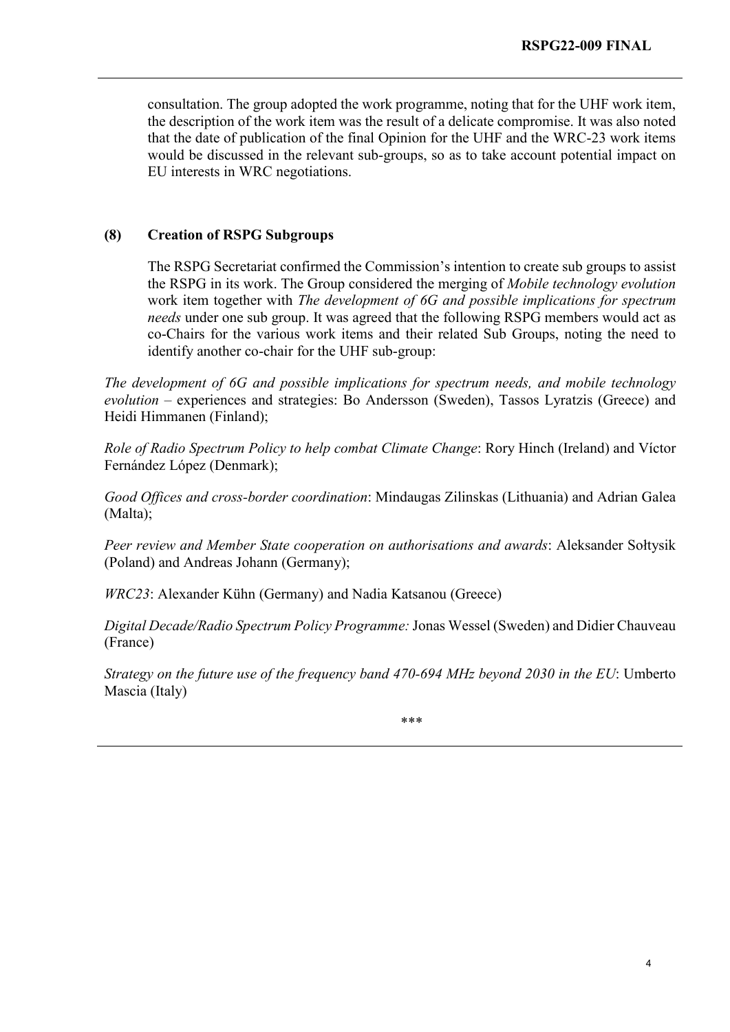consultation. The group adopted the work programme, noting that for the UHF work item, the description of the work item was the result of a delicate compromise. It was also noted that the date of publication of the final Opinion for the UHF and the WRC-23 work items would be discussed in the relevant sub-groups, so as to take account potential impact on EU interests in WRC negotiations.

### (8) Creation of RSPG Subgroups

The RSPG Secretariat confirmed the Commission's intention to create sub groups to assist the RSPG in its work. The Group considered the merging of *Mobile technology evolution* work item together with *The development of 6G and possible implications for spectrum needs* under one sub group. It was agreed that the following RSPG members would act as co-Chairs for the various work items and their related Sub Groups, noting the need to identify another co-chair for the UHF sub-group:

*The development of 6G and possible implications for spectrum needs, and mobile technology evolution* – experiences and strategies: Bo Andersson (Sweden), Tassos Lyratzis (Greece) and Heidi Himmanen (Finland);

*Role of Radio Spectrum Policy to help combat Climate Change*: Rory Hinch (Ireland) and Víctor Fernández López (Denmark);

*Good Offices and cross-border coordination*: Mindaugas Zilinskas (Lithuania) and Adrian Galea (Malta);

*Peer review and Member State cooperation on authorisations and awards*: Aleksander Sołtysik (Poland) and Andreas Johann (Germany);

*WRC23*: Alexander Kühn (Germany) and Nadia Katsanou (Greece)

*Digital Decade/Radio Spectrum Policy Programme:* Jonas Wessel (Sweden) and Didier Chauveau (France)

*Strategy on the future use of the frequency band 470-694 MHz beyond 2030 in the EU*: Umberto Mascia (Italy)

\*\*\*